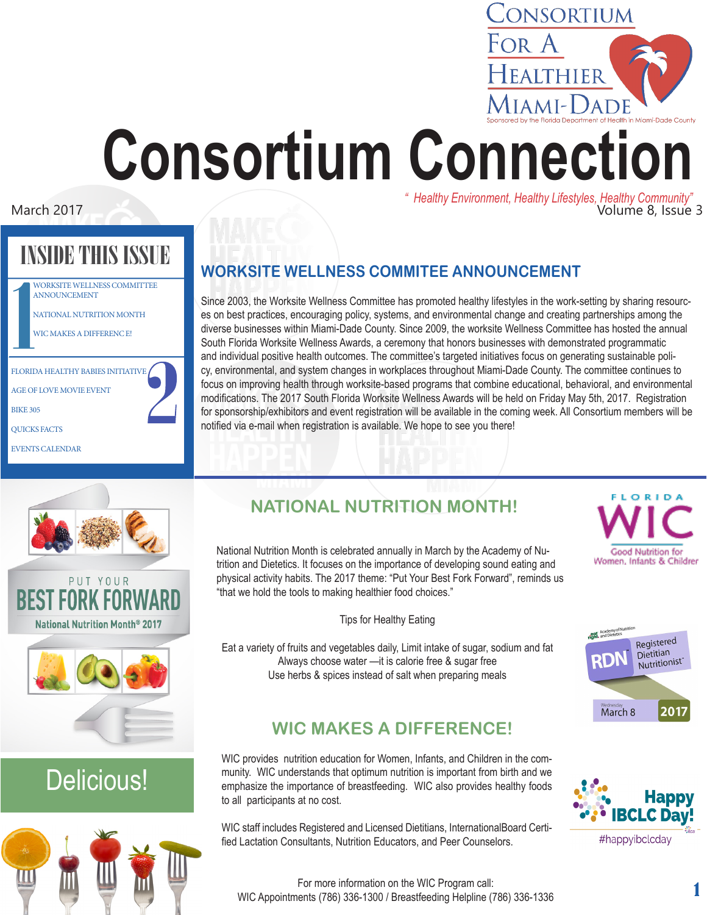Consortium For A Healthier Miami-Dade

Sponsored by the Florida Department of Health in Miami-Dade County

# Consortium Connection

*" Healthy Environment, Healthy Lifestyles, Healthy Community"*

March 2017

Volume 8, Issue 3

## INSIDE THIS ISSUE

**1**
- WORKSITE WELLNESS COMMITTEE ANNOUNCEMENT
- NATIONAL NUTRITION MONTH
- WIC MAKES A DIFFERENCE!

**2**
- FLORIDA HEALTHY BABIES INITIATIVE
- AGE OF LOVE MOVIE EVENT
- BIKE 305
- QUICKS FACTS
- EVENTS CALENDAR

## WORKSITE WELLNESS COMMITEE ANNOUNCEMENT

Since 2003, the Worksite Wellness Committee has promoted healthy lifestyles in the work-setting by sharing resources on best practices, encouraging policy, systems, and environmental change and creating partnerships among the diverse businesses within Miami-Dade County. Since 2009, the worksite Wellness Committee has hosted the annual South Florida Worksite Wellness Awards, a ceremony that honors businesses with demonstrated programmatic and individual positive health outcomes. The committee's targeted initiatives focus on generating sustainable policy, environmental, and system changes in workplaces throughout Miami-Dade County. The committee continues to focus on improving health through worksite-based programs that combine educational, behavioral, and environmental modifications. The 2017 South Florida Worksite Wellness Awards will be held on Friday May 5th, 2017. Registration for sponsorship/exhibitors and event registration will be available in the coming week. All Consortium members will be notified via e-mail when registration is available. We hope to see you there!

## NATIONAL NUTRITION MONTH!

PUT YOUR BEST FORK FORWARD — National Nutrition Month® 2017

National Nutrition Month is celebrated annually in March by the Academy of Nutrition and Dietetics. It focuses on the importance of developing sound eating and physical activity habits. The 2017 theme: "Put Your Best Fork Forward", reminds us "that we hold the tools to making healthier food choices."

Tips for Healthy Eating

Eat a variety of fruits and vegetables daily, Limit intake of sugar, sodium and fat
Always choose water —it is calorie free & sugar free
Use herbs & spices instead of salt when preparing meals

FLORIDA WIC — Good Nutrition for Women, Infants & Children

RDN Registered Dietitian Nutritionist Day — Wednesday March 8 2017

Delicious!

## WIC MAKES A DIFFERENCE!

WIC provides nutrition education for Women, Infants, and Children in the community. WIC understands that optimum nutrition is important from birth and we emphasize the importance of breastfeeding. WIC also provides healthy foods to all participants at no cost.

WIC staff includes Registered and Licensed Dietitians, InternationalBoard Certified Lactation Consultants, Nutrition Educators, and Peer Counselors.

Happy IBCLC Day! #happyibclcday

For more information on the WIC Program call:
WIC Appointments (786) 336-1300 / Breastfeeding Helpline (786) 336-1336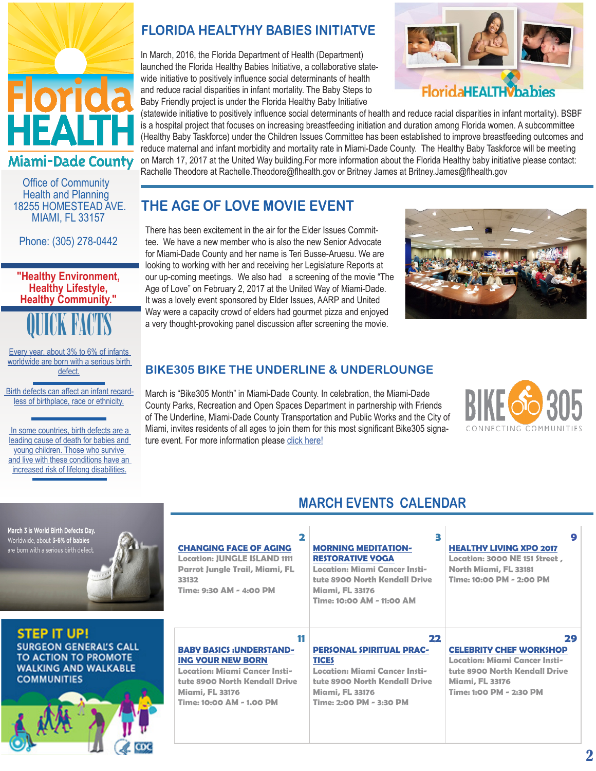Florida HEALTH

Miami-Dade County

Office of Community Health and Planning
18255 HOMESTEAD AVE.
MIAMI, FL 33157

Phone: (305) 278-0442

"Healthy Environment, Healthy Lifestyle, Healthy Community."

## QUICK FACTS

Every year, about 3% to 6% of infants worldwide are born with a serious birth defect.

Birth defects can affect an infant regardless of birthplace, race or ethnicity.

In some countries, birth defects are a leading cause of death for babies and young children. Those who survive and live with these conditions have an increased risk of lifelong disabilities.

March 3 is World Birth Defects Day. Worldwide, about **3-6%** of babies are born with a serious birth defect.

**STEP IT UP!**
SURGEON GENERAL'S CALL TO ACTION TO PROMOTE WALKING AND WALKABLE COMMUNITIES

## FLORIDA HEALTYHY BABIES INITIATVE

FloridaHEALTHYbabies

In March, 2016, the Florida Department of Health (Department) launched the Florida Healthy Babies Initiative, a collaborative statewide initiative to positively influence social determinants of health and reduce racial disparities in infant mortality. The Baby Steps to Baby Friendly project is under the Florida Healthy Baby Initiative (statewide initiative to positively influence social determinants of health and reduce racial disparities in infant mortality). BSBF is a hospital project that focuses on increasing breastfeeding initiation and duration among Florida women. A subcommittee (Healthy Baby Taskforce) under the Children Issues Committee has been established to improve breastfeeding outcomes and reduce maternal and infant morbidity and mortality rate in Miami-Dade County. The Healthy Baby Taskforce will be meeting on March 17, 2017 at the United Way building.For more information about the Florida Healthy baby initiative please contact: Rachelle Theodore at Rachelle.Theodore@flhealth.gov or Britney James at Britney.James@flhealth.gov

## THE AGE OF LOVE MOVIE EVENT

There has been excitement in the air for the Elder Issues Committee. We have a new member who is also the new Senior Advocate for Miami-Dade County and her name is Teri Busse-Aruesu. We are looking to working with her and receiving her Legislature Reports at our up-coming meetings. We also had a screening of the movie "The Age of Love" on February 2, 2017 at the United Way of Miami-Dade. It was a lovely event sponsored by Elder Issues, AARP and United Way were a capacity crowd of elders had gourmet pizza and enjoyed a very thought-provoking panel discussion after screening the movie.

## BIKE305 BIKE THE UNDERLINE & UNDERLOUNGE

March is "Bike305 Month" in Miami-Dade County. In celebration, the Miami-Dade County Parks, Recreation and Open Spaces Department in partnership with Friends of The Underline, Miami-Dade County Transportation and Public Works and the City of Miami, invites residents of all ages to join them for this most significant Bike305 signature event. For more information please click here!

BIKE 305 CONNECTING COMMUNITIES

## MARCH EVENTS CALENDAR

| | | |
|---|---|---|
| **2** **CHANGING FACE OF AGING** Location: JUNGLE ISLAND 1111 Parrot Jungle Trail, Miami, FL 33132 Time: 9:30 AM - 4:00 PM | **3** **MORNING MEDITATION-RESTORATIVE YOGA** Location: Miami Cancer Institute 8900 North Kendall Drive Miami, FL 33176 Time: 10:00 AM - 11:00 AM | **9** **HEALTHY LIVING XPO 2017** Location: 3000 NE 151 Street , North Miami, FL 33181 Time: 10:00 PM - 2:00 PM |
| **11** **BABY BASICS :UNDERSTANDING YOUR NEW BORN** Location: Miami Cancer Institute 8900 North Kendall Drive Miami, FL 33176 Time: 10:00 AM - 1.00 PM | **22** **PERSONAL SPIRITUAL PRACTICES** Location: Miami Cancer Institute 8900 North Kendall Drive Miami, FL 33176 Time: 2:00 PM - 3:30 PM | **29** **CELEBRITY CHEF WORKSHOP** Location: Miami Cancer Institute 8900 North Kendall Drive Miami, FL 33176 Time: 1:00 PM - 2:30 PM |